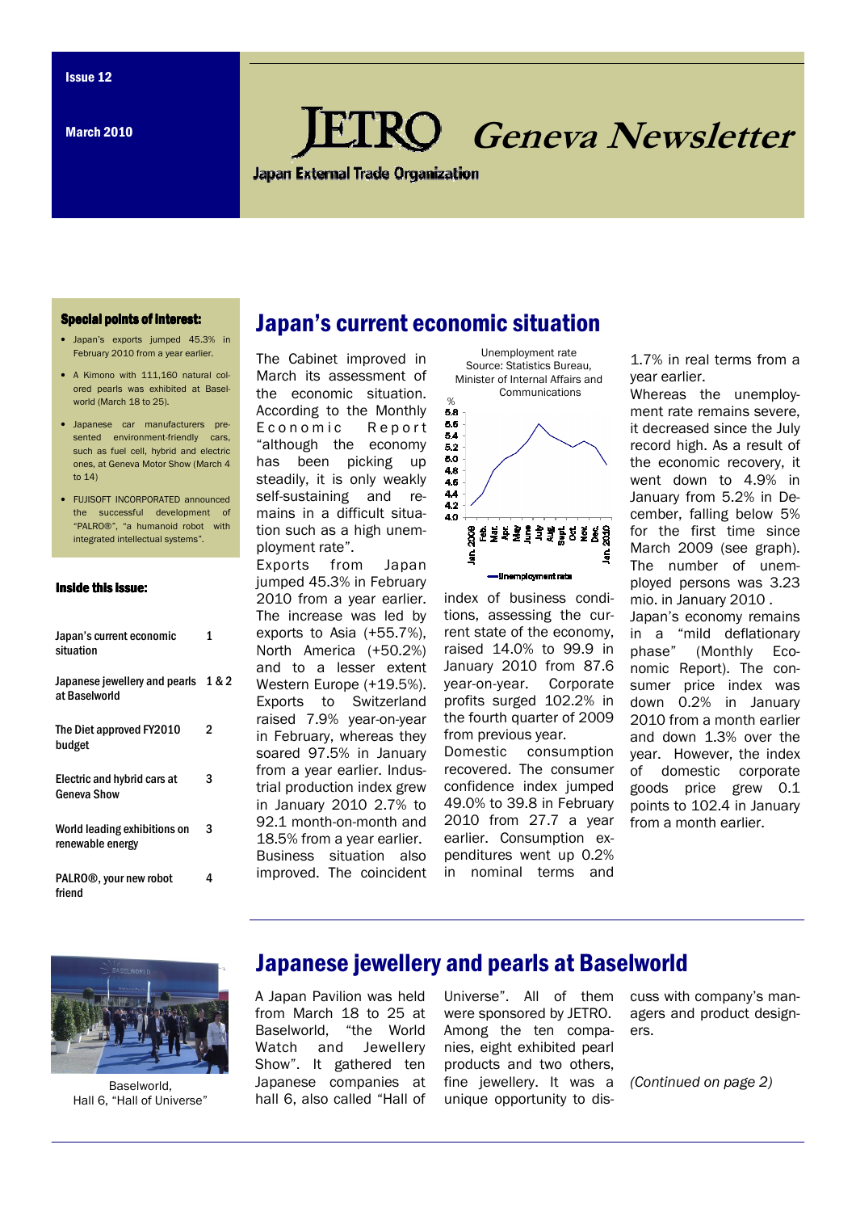Issue 12

March 2010

# JETRO Geneva Newsletter

Japan External Trade Organization

**Special points of interest:**

- Japan's exports jumped 45.3% in February 2010 from a year earlier.
- A Kimono with 111,160 natural colored pearls was exhibited at Baselworld (March 18 to 25).
- Japanese car manufacturers presented environment-friendly cars, such as fuel cell, hybrid and electric ones, at Geneva Motor Show (March 4 to 14)
- FUJISOFT INCORPORATED announced the successful development of "PALRO®", "a humanoid robot with integrated intellectual systems".

**Inside this issue:**

| | |
|---|---|
| Japan's current economic situation | 1 |
| Japanese jewellery and pearls at Baselworld | 1 & 2 |
| The Diet approved FY2010 budget | 2 |
| Electric and hybrid cars at Geneva Show | 3 |
| World leading exhibitions on renewable energy | 3 |
| PALRO®, your new robot friend | 4 |

## Japan's current economic situation

The Cabinet improved in March its assessment of the economic situation. According to the Monthly Economic Report "although the economy has been picking up steadily, it is only weakly self-sustaining and remains in a difficult situation such as a high unemployment rate".

Exports from Japan jumped 45.3% in February 2010 from a year earlier. The increase was led by exports to Asia (+55.7%), North America (+50.2%) and to a lesser extent Western Europe (+19.5%). Exports to Switzerland raised 7.9% year-on-year in February, whereas they soared 97.5% in January from a year earlier. Industrial production index grew in January 2010 2.7% to 92.1 month-on-month and 18.5% from a year earlier.

Business situation also improved. The coincident index of business conditions, assessing the current state of the economy, raised 14.0% to 99.9 in January 2010 from 87.6 year-on-year. Corporate profits surged 102.2% in the fourth quarter of 2009 from previous year.

Domestic consumption recovered. The consumer confidence index jumped 49.0% to 39.8 in February 2010 from 27.7 a year earlier. Consumption expenditures went up 0.2% in nominal terms and 1.7% in real terms from a year earlier.

Whereas the unemployment rate remains severe, it decreased since the July record high. As a result of the economic recovery, it went down to 4.9% in January from 5.2% in December, falling below 5% for the first time since March 2009 (see graph). The number of unemployed persons was 3.23 mio. in January 2010 .

Japan's economy remains in a "mild deflationary phase" (Monthly Economic Report). The consumer price index was down 0.2% in January 2010 from a month earlier and down 1.3% over the year. However, the index of domestic corporate goods price grew 0.1 points to 102.4 in January from a month earlier.

Unemployment rate
Source: Statistics Bureau, Minister of Internal Affairs and Communications

## Japanese jewellery and pearls at Baselworld

Baselworld, Hall 6, "Hall of Universe"

A Japan Pavilion was held from March 18 to 25 at Baselworld, "the World Watch and Jewellery Show". It gathered ten Japanese companies at hall 6, also called "Hall of Universe". All of them were sponsored by JETRO. Among the ten companies, eight exhibited pearl products and two others, fine jewellery. It was a unique opportunity to discuss with company's managers and product designers.

*(Continued on page 2)*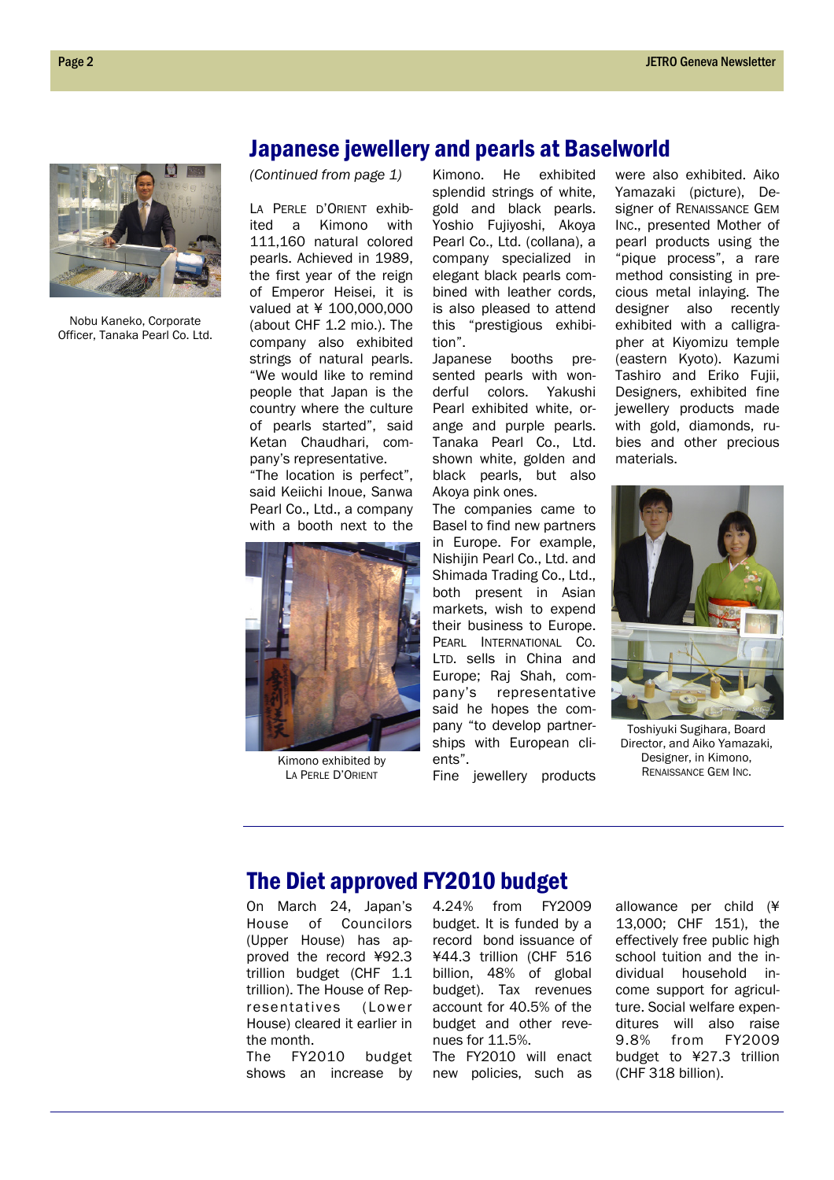## Japanese jewellery and pearls at Baselworld

Nobu Kaneko, Corporate Officer, Tanaka Pearl Co. Ltd.

*(Continued from page 1)*

La Perle d'Orient exhibited a Kimono with 111,160 natural colored pearls. Achieved in 1989, the first year of the reign of Emperor Heisei, it is valued at ¥ 100,000,000 (about CHF 1.2 mio.). The company also exhibited strings of natural pearls. "We would like to remind people that Japan is the country where the culture of pearls started", said Ketan Chaudhari, company's representative.

"The location is perfect", said Keiichi Inoue, Sanwa Pearl Co., Ltd., a company with a booth next to the Kimono. He exhibited splendid strings of white, gold and black pearls. Yoshio Fujiyoshi, Akoya Pearl Co., Ltd. (collana), a company specialized in elegant black pearls combined with leather cords, is also pleased to attend this "prestigious exhibition".

Kimono exhibited by La Perle d'Orient

Japanese booths presented pearls with wonderful colors. Yakushi Pearl exhibited white, orange and purple pearls. Tanaka Pearl Co., Ltd. shown white, golden and black pearls, but also Akoya pink ones.

The companies came to Basel to find new partners in Europe. For example, Nishijin Pearl Co., Ltd. and Shimada Trading Co., Ltd., both present in Asian markets, wish to expend their business to Europe. Pearl International Co. Ltd. sells in China and Europe; Raj Shah, company's representative said he hopes the company "to develop partnerships with European clients".

Fine jewellery products were also exhibited. Aiko Yamazaki (picture), Designer of Renaissance Gem Inc., presented Mother of pearl products using the "pique process", a rare method consisting in precious metal inlaying. The designer also recently exhibited with a calligrapher at Kiyomizu temple (eastern Kyoto). Kazumi Tashiro and Eriko Fujii, Designers, exhibited fine jewellery products made with gold, diamonds, rubies and other precious materials.

Toshiyuki Sugihara, Board Director, and Aiko Yamazaki, Designer, in Kimono, Renaissance Gem Inc.

## The Diet approved FY2010 budget

On March 24, Japan's House of Councilors (Upper House) has approved the record ¥92.3 trillion budget (CHF 1.1 trillion). The House of Representatives (Lower House) cleared it earlier in the month.

The FY2010 budget shows an increase by 4.24% from FY2009 budget. It is funded by a record bond issuance of ¥44.3 trillion (CHF 516 billion, 48% of global budget). Tax revenues account for 40.5% of the budget and other revenues for 11.5%.

The FY2010 will enact new policies, such as allowance per child (¥ 13,000; CHF 151), the effectively free public high school tuition and the individual household income support for agriculture. Social welfare expenditures will also raise 9.8% from FY2009 budget to ¥27.3 trillion (CHF 318 billion).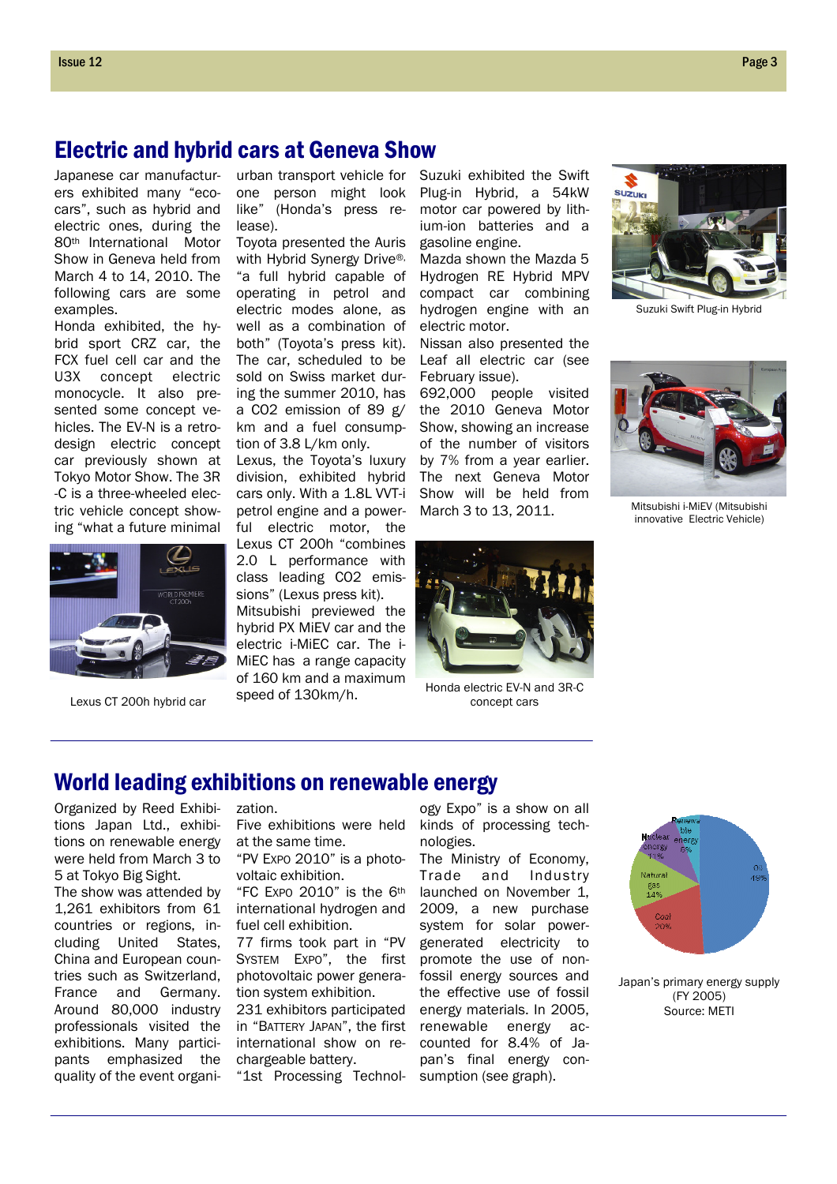## Electric and hybrid cars at Geneva Show

Japanese car manufacturers exhibited many “eco-cars”, such as hybrid and electric ones, during the 80th International Motor Show in Geneva held from March 4 to 14, 2010. The following cars are some examples.

Honda exhibited, the hybrid sport CRZ car, the FCX fuel cell car and the U3X concept electric monocycle. It also presented some concept vehicles. The EV-N is a retro-design electric concept car previously shown at Tokyo Motor Show. The 3R-C is a three-wheeled electric vehicle concept showing “what a future minimal urban transport vehicle for one person might look like” (Honda’s press release).

Lexus CT 200h hybrid car

Toyota presented the Auris with Hybrid Synergy Drive®, “a full hybrid capable of operating in petrol and electric modes alone, as well as a combination of both” (Toyota’s press kit). The car, scheduled to be sold on Swiss market during the summer 2010, has a CO2 emission of 89 g/km and a fuel consumption of 3.8 L/km only.

Lexus, the Toyota’s luxury division, exhibited hybrid cars only. With a 1.8L VVT-i petrol engine and a powerful electric motor, the Lexus CT 200h “combines 2.0 L performance with class leading CO2 emissions” (Lexus press kit).

Mitsubishi previewed the hybrid PX MiEV car and the electric i-MiEC car. The i-MiEC has a range capacity of 160 km and a maximum speed of 130km/h.

Suzuki exhibited the Swift Plug-in Hybrid, a 54kW motor car powered by lithium-ion batteries and a gasoline engine.

Mazda shown the Mazda 5 Hydrogen RE Hybrid MPV compact car combining hydrogen engine with an electric motor.

Nissan also presented the Leaf all electric car (see February issue).

692,000 people visited the 2010 Geneva Motor Show, showing an increase of the number of visitors by 7% from a year earlier. The next Geneva Motor Show will be held from March 3 to 13, 2011.

Honda electric EV-N and 3R-C concept cars

Suzuki Swift Plug-in Hybrid

Mitsubishi i-MiEV (Mitsubishi innovative Electric Vehicle)

## World leading exhibitions on renewable energy

Organized by Reed Exhibitions Japan Ltd., exhibitions on renewable energy were held from March 3 to 5 at Tokyo Big Sight.

The show was attended by 1,261 exhibitors from 61 countries or regions, including United States, China and European countries such as Switzerland, France and Germany. Around 80,000 industry professionals visited the exhibitions. Many participants emphasized the quality of the event organization.

Five exhibitions were held at the same time.

“PV Expo 2010” is a photovoltaic exhibition.

“FC Expo 2010” is the 6th international hydrogen and fuel cell exhibition.

77 firms took part in “PV System Expo”, the first photovoltaic power generation system exhibition.

231 exhibitors participated in “Battery Japan”, the first international show on rechargeable battery.

“1st Processing Technology Expo” is a show on all kinds of processing technologies.

The Ministry of Economy, Trade and Industry launched on November 1, 2009, a new purchase system for solar power-generated electricity to promote the use of non-fossil energy sources and the effective use of fossil energy materials. In 2005, renewable energy accounted for 8.4% of Japan’s final energy consumption (see graph).

Japan’s primary energy supply (FY 2005)
Source: METI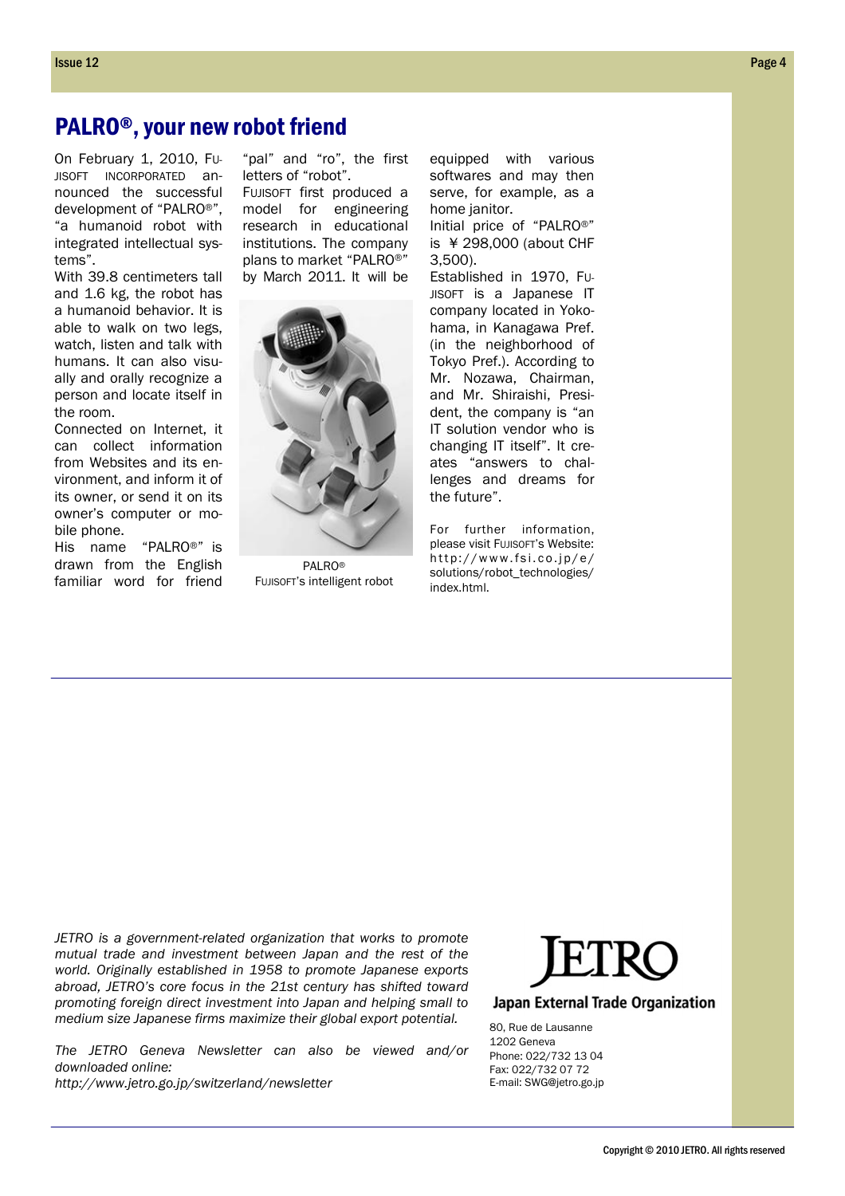## PALRO®, your new robot friend

On February 1, 2010, FUJISOFT INCORPORATED announced the successful development of "PALRO®", "a humanoid robot with integrated intellectual systems".

With 39.8 centimeters tall and 1.6 kg, the robot has a humanoid behavior. It is able to walk on two legs, watch, listen and talk with humans. It can also visually and orally recognize a person and locate itself in the room.

Connected on Internet, it can collect information from Websites and its environment, and inform it of its owner, or send it on its owner's computer or mobile phone.

His name "PALRO®" is drawn from the English familiar word for friend "pal" and "ro", the first letters of "robot".

FUJISOFT first produced a model for engineering research in educational institutions. The company plans to market "PALRO®" by March 2011. It will be equipped with various softwares and may then serve, for example, as a home janitor.

PALRO®
FUJISOFT's intelligent robot

Initial price of "PALRO®" is ￥298,000 (about CHF 3,500).

Established in 1970, FUJISOFT is a Japanese IT company located in Yokohama, in Kanagawa Pref. (in the neighborhood of Tokyo Pref.). According to Mr. Nozawa, Chairman, and Mr. Shiraishi, President, the company is "an IT solution vendor who is changing IT itself". It creates "answers to challenges and dreams for the future".

For further information, please visit FUJISOFT's Website: http://www.fsi.co.jp/e/solutions/robot_technologies/index.html.

---

*JETRO is a government-related organization that works to promote mutual trade and investment between Japan and the rest of the world. Originally established in 1958 to promote Japanese exports abroad, JETRO's core focus in the 21st century has shifted toward promoting foreign direct investment into Japan and helping small to medium size Japanese firms maximize their global export potential.*

*The JETRO Geneva Newsletter can also be viewed and/or downloaded online:*
*http://www.jetro.go.jp/switzerland/newsletter*

JETRO
Japan External Trade Organization

80, Rue de Lausanne
1202 Geneva
Phone: 022/732 13 04
Fax: 022/732 07 72
E-mail: SWG@jetro.go.jp

Copyright © 2010 JETRO. All rights reserved